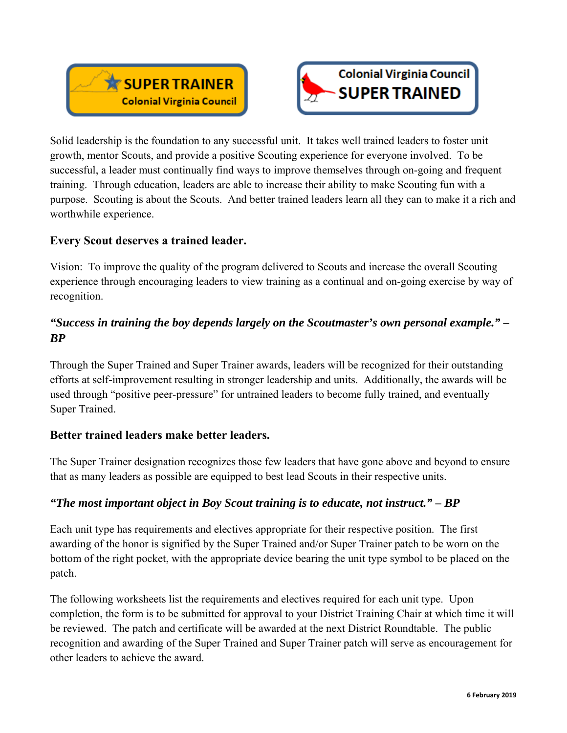SUPER TRAINER
Colonial Virginia Council

Colonial Virginia Council
SUPER TRAINED

Solid leadership is the foundation to any successful unit. It takes well trained leaders to foster unit growth, mentor Scouts, and provide a positive Scouting experience for everyone involved. To be successful, a leader must continually find ways to improve themselves through on-going and frequent training. Through education, leaders are able to increase their ability to make Scouting fun with a purpose. Scouting is about the Scouts. And better trained leaders learn all they can to make it a rich and worthwhile experience.

**Every Scout deserves a trained leader.**

Vision: To improve the quality of the program delivered to Scouts and increase the overall Scouting experience through encouraging leaders to view training as a continual and on-going exercise by way of recognition.

***"Success in training the boy depends largely on the Scoutmaster's own personal example." – BP***

Through the Super Trained and Super Trainer awards, leaders will be recognized for their outstanding efforts at self-improvement resulting in stronger leadership and units. Additionally, the awards will be used through "positive peer-pressure" for untrained leaders to become fully trained, and eventually Super Trained.

**Better trained leaders make better leaders.**

The Super Trainer designation recognizes those few leaders that have gone above and beyond to ensure that as many leaders as possible are equipped to best lead Scouts in their respective units.

***"The most important object in Boy Scout training is to educate, not instruct." – BP***

Each unit type has requirements and electives appropriate for their respective position. The first awarding of the honor is signified by the Super Trained and/or Super Trainer patch to be worn on the bottom of the right pocket, with the appropriate device bearing the unit type symbol to be placed on the patch.

The following worksheets list the requirements and electives required for each unit type. Upon completion, the form is to be submitted for approval to your District Training Chair at which time it will be reviewed. The patch and certificate will be awarded at the next District Roundtable. The public recognition and awarding of the Super Trained and Super Trainer patch will serve as encouragement for other leaders to achieve the award.

6 February 2019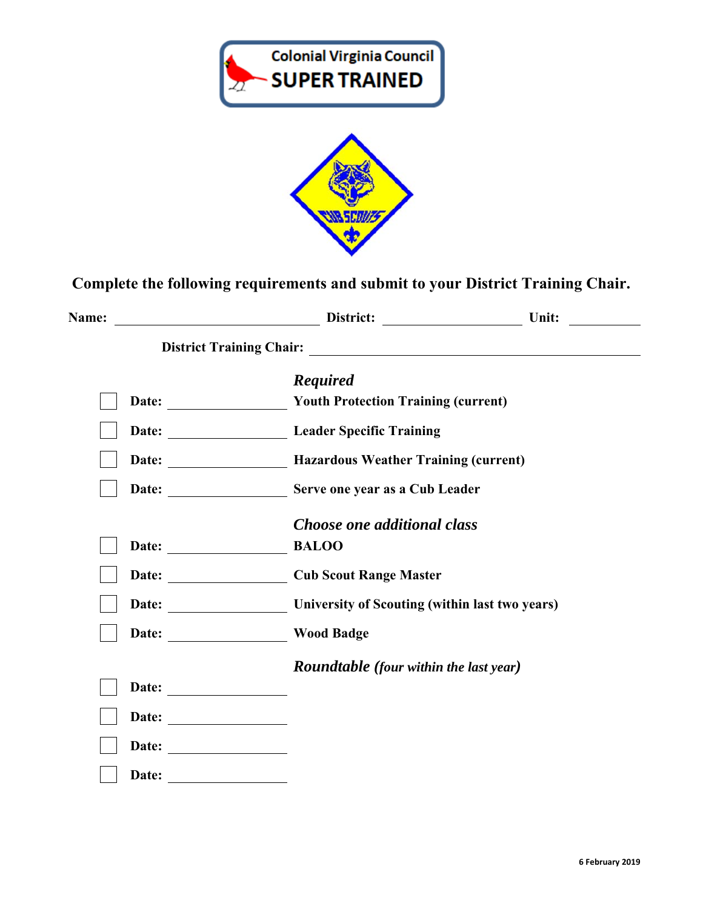Colonial Virginia Council

**SUPER TRAINED**

**Complete the following requirements and submit to your District Training Chair.**

**Name:** ______________________ **District:** ______________ **Unit:** ________

**District Training Chair:** ________________________________

***Required***

- [ ] **Date:** ____________ **Youth Protection Training (current)**
- [ ] **Date:** ____________ **Leader Specific Training**
- [ ] **Date:** ____________ **Hazardous Weather Training (current)**
- [ ] **Date:** ____________ **Serve one year as a Cub Leader**

***Choose one additional class***

- [ ] **Date:** ____________ **BALOO**
- [ ] **Date:** ____________ **Cub Scout Range Master**
- [ ] **Date:** ____________ **University of Scouting (within last two years)**
- [ ] **Date:** ____________ **Wood Badge**

***Roundtable (four within the last year)***

- [ ] **Date:** ____________
- [ ] **Date:** ____________
- [ ] **Date:** ____________
- [ ] **Date:** ____________

6 February 2019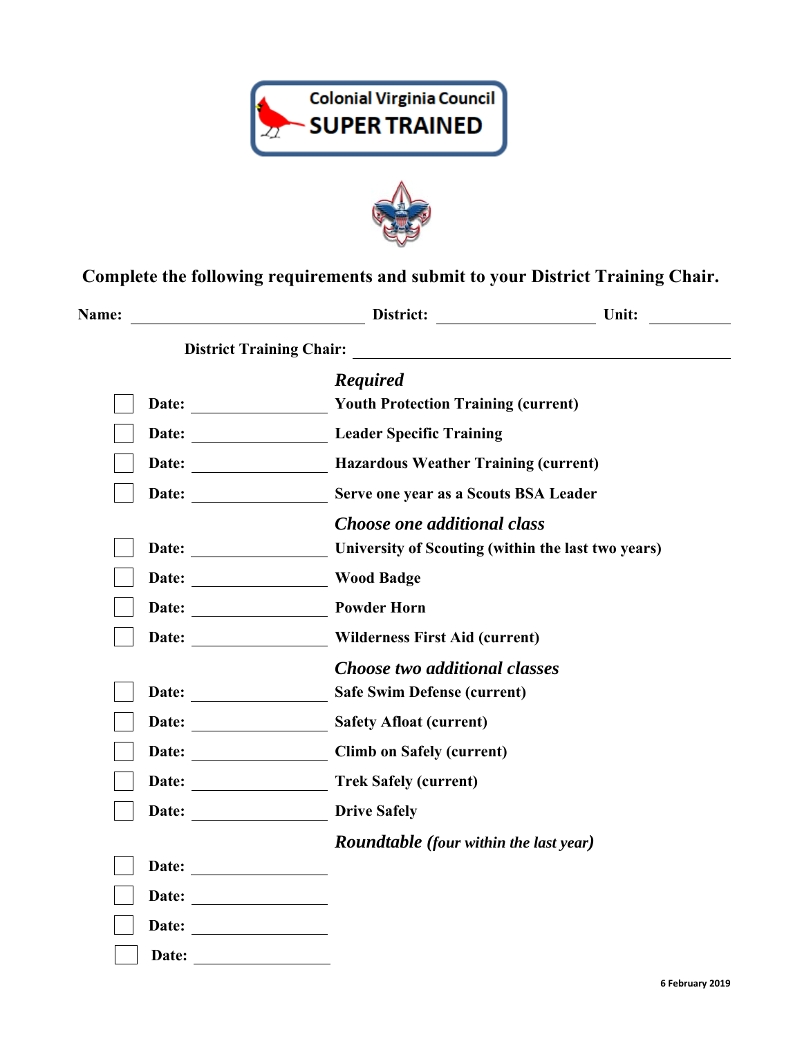# Colonial Virginia Council SUPER TRAINED

**Complete the following requirements and submit to your District Training Chair.**

**Name:** ______________________ **District:** ______________ **Unit:** ________

**District Training Chair:** ______________________________

### *Required*

- [ ] **Date:** ____________ **Youth Protection Training (current)**
- [ ] **Date:** ____________ **Leader Specific Training**
- [ ] **Date:** ____________ **Hazardous Weather Training (current)**
- [ ] **Date:** ____________ **Serve one year as a Scouts BSA Leader**

### *Choose one additional class*

- [ ] **Date:** ____________ **University of Scouting (within the last two years)**
- [ ] **Date:** ____________ **Wood Badge**
- [ ] **Date:** ____________ **Powder Horn**
- [ ] **Date:** ____________ **Wilderness First Aid (current)**

### *Choose two additional classes*

- [ ] **Date:** ____________ **Safe Swim Defense (current)**
- [ ] **Date:** ____________ **Safety Afloat (current)**
- [ ] **Date:** ____________ **Climb on Safely (current)**
- [ ] **Date:** ____________ **Trek Safely (current)**
- [ ] **Date:** ____________ **Drive Safely**

### *Roundtable (four within the last year)*

- [ ] **Date:** ____________
- [ ] **Date:** ____________
- [ ] **Date:** ____________
- [ ] **Date:** ____________

**6 February 2019**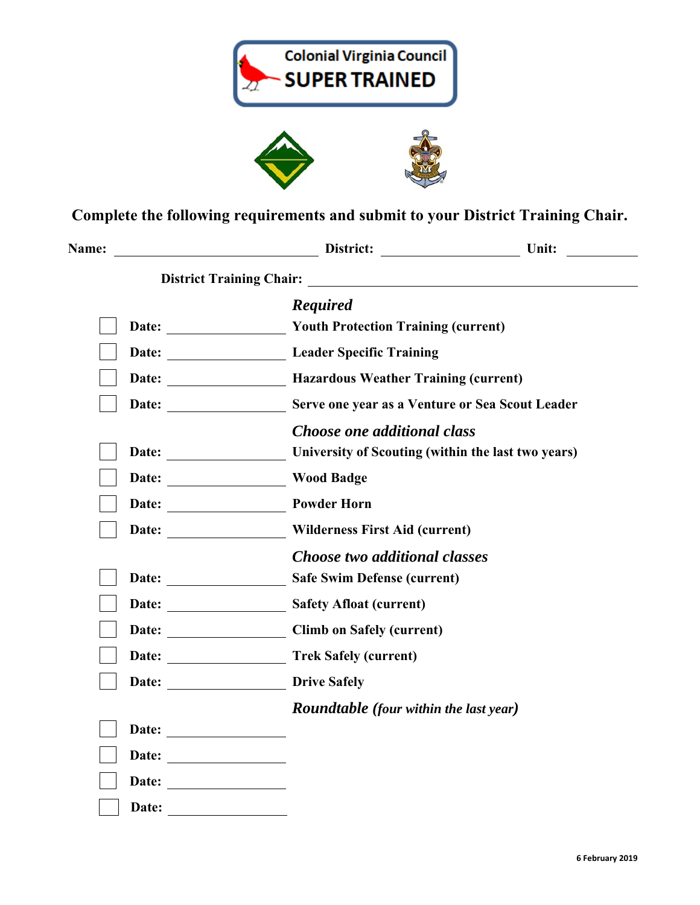Colonial Virginia Council

# SUPER TRAINED

**Complete the following requirements and submit to your District Training Chair.**

**Name:** ______________________ **District:** ______________________ **Unit:** __________

**District Training Chair:** ______________________________________________

***Required***

- [ ] **Date:** ______________ **Youth Protection Training (current)**
- [ ] **Date:** ______________ **Leader Specific Training**
- [ ] **Date:** ______________ **Hazardous Weather Training (current)**
- [ ] **Date:** ______________ **Serve one year as a Venture or Sea Scout Leader**

***Choose one additional class***

- [ ] **Date:** ______________ **University of Scouting (within the last two years)**
- [ ] **Date:** ______________ **Wood Badge**
- [ ] **Date:** ______________ **Powder Horn**
- [ ] **Date:** ______________ **Wilderness First Aid (current)**

***Choose two additional classes***

- [ ] **Date:** ______________ **Safe Swim Defense (current)**
- [ ] **Date:** ______________ **Safety Afloat (current)**
- [ ] **Date:** ______________ **Climb on Safely (current)**
- [ ] **Date:** ______________ **Trek Safely (current)**
- [ ] **Date:** ______________ **Drive Safely**

***Roundtable (four within the last year)***

- [ ] **Date:** ______________
- [ ] **Date:** ______________
- [ ] **Date:** ______________
- [ ] **Date:** ______________

6 February 2019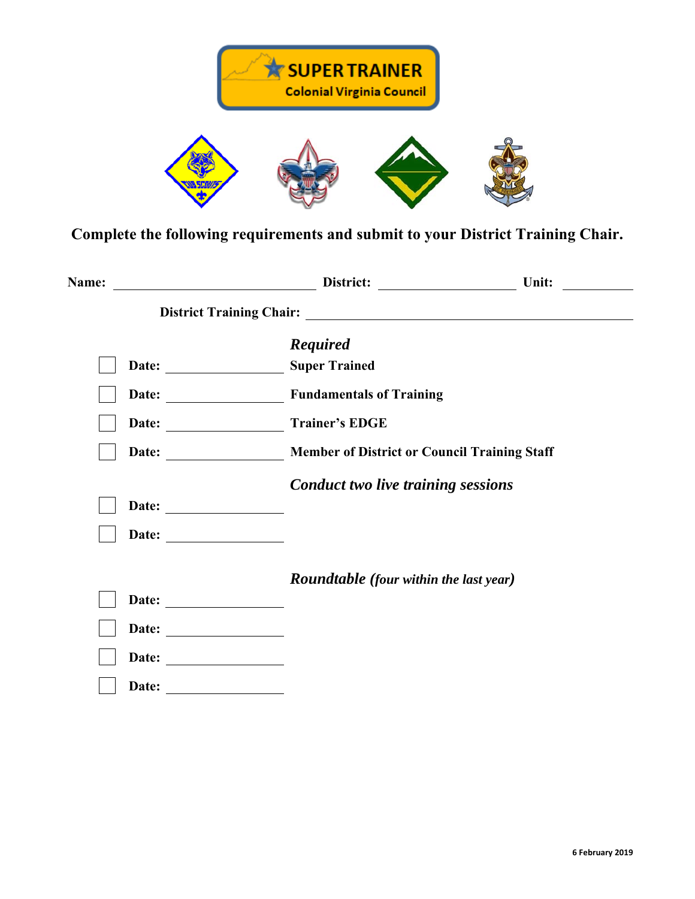SUPER TRAINER
Colonial Virginia Council

**Complete the following requirements and submit to your District Training Chair.**

**Name:** ______________________ **District:** ______________ **Unit:** ________

**District Training Chair:** ______________________________________

***Required***

- [ ] **Date:** ____________ **Super Trained**
- [ ] **Date:** ____________ **Fundamentals of Training**
- [ ] **Date:** ____________ **Trainer's EDGE**
- [ ] **Date:** ____________ **Member of District or Council Training Staff**

***Conduct two live training sessions***

- [ ] **Date:** ____________
- [ ] **Date:** ____________

***Roundtable (four within the last year)***

- [ ] **Date:** ____________
- [ ] **Date:** ____________
- [ ] **Date:** ____________
- [ ] **Date:** ____________

**6 February 2019**